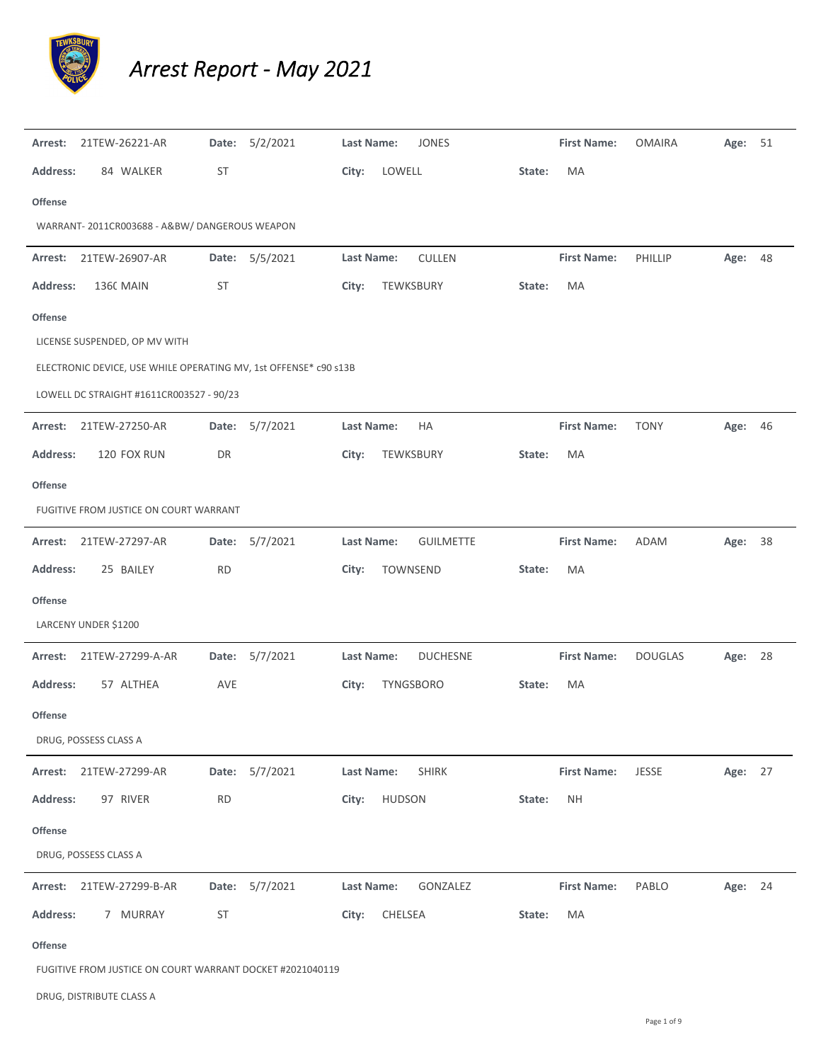# Arrest Report - May 2021

**Arrest:** 21TEW-26221-AR **Date:** 5/2/2021 **Last Name:** JONES **First Name:** OMAIRA **Age:** 51

**Address:** 84 WALKER ST **City:** LOWELL **State:** MA

**Offense**

WARRANT- 2011CR003688 - A&BW/ DANGEROUS WEAPON

---

**Arrest:** 21TEW-26907-AR **Date:** 5/5/2021 **Last Name:** CULLEN **First Name:** PHILLIP **Age:** 48

**Address:** 136( MAIN ST **City:** TEWKSBURY **State:** MA

**Offense**

LICENSE SUSPENDED, OP MV WITH

ELECTRONIC DEVICE, USE WHILE OPERATING MV, 1st OFFENSE* c90 s13B

LOWELL DC STRAIGHT #1611CR003527 - 90/23

---

**Arrest:** 21TEW-27250-AR **Date:** 5/7/2021 **Last Name:** HA **First Name:** TONY **Age:** 46

**Address:** 120 FOX RUN DR **City:** TEWKSBURY **State:** MA

**Offense**

FUGITIVE FROM JUSTICE ON COURT WARRANT

---

**Arrest:** 21TEW-27297-AR **Date:** 5/7/2021 **Last Name:** GUILMETTE **First Name:** ADAM **Age:** 38

**Address:** 25 BAILEY RD **City:** TOWNSEND **State:** MA

**Offense**

LARCENY UNDER $1200

---

**Arrest:** 21TEW-27299-A-AR **Date:** 5/7/2021 **Last Name:** DUCHESNE **First Name:** DOUGLAS **Age:** 28

**Address:** 57 ALTHEA AVE **City:** TYNGSBORO **State:** MA

**Offense**

DRUG, POSSESS CLASS A

---

**Arrest:** 21TEW-27299-AR **Date:** 5/7/2021 **Last Name:** SHIRK **First Name:** JESSE **Age:** 27

**Address:** 97 RIVER RD **City:** HUDSON **State:** NH

**Offense**

DRUG, POSSESS CLASS A

---

**Arrest:** 21TEW-27299-B-AR **Date:** 5/7/2021 **Last Name:** GONZALEZ **First Name:** PABLO **Age:** 24

**Address:** 7 MURRAY ST **City:** CHELSEA **State:** MA

**Offense**

FUGITIVE FROM JUSTICE ON COURT WARRANT DOCKET #2021040119

DRUG, DISTRIBUTE CLASS A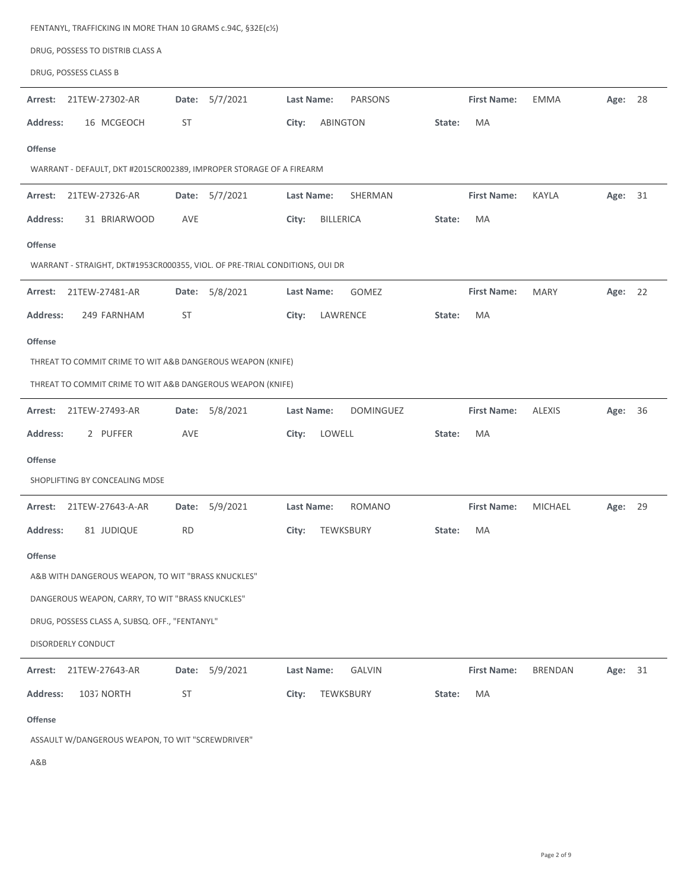FENTANYL, TRAFFICKING IN MORE THAN 10 GRAMS c.94C, §32E(c½)

DRUG, POSSESS TO DISTRIB CLASS A

DRUG, POSSESS CLASS B

---

**Arrest:** 21TEW-27302-AR **Date:** 5/7/2021 **Last Name:** PARSONS **First Name:** EMMA **Age:** 28

**Address:** 16 MCGEOCH ST **City:** ABINGTON **State:** MA

**Offense**

WARRANT - DEFAULT, DKT #2015CR002389, IMPROPER STORAGE OF A FIREARM

---

**Arrest:** 21TEW-27326-AR **Date:** 5/7/2021 **Last Name:** SHERMAN **First Name:** KAYLA **Age:** 31

**Address:** 31 BRIARWOOD AVE **City:** BILLERICA **State:** MA

**Offense**

WARRANT - STRAIGHT, DKT#1953CR000355, VIOL. OF PRE-TRIAL CONDITIONS, OUI DR

---

**Arrest:** 21TEW-27481-AR **Date:** 5/8/2021 **Last Name:** GOMEZ **First Name:** MARY **Age:** 22

**Address:** 249 FARNHAM ST **City:** LAWRENCE **State:** MA

**Offense**

THREAT TO COMMIT CRIME TO WIT A&B DANGEROUS WEAPON (KNIFE)

THREAT TO COMMIT CRIME TO WIT A&B DANGEROUS WEAPON (KNIFE)

---

**Arrest:** 21TEW-27493-AR **Date:** 5/8/2021 **Last Name:** DOMINGUEZ **First Name:** ALEXIS **Age:** 36

**Address:** 2 PUFFER AVE **City:** LOWELL **State:** MA

**Offense**

SHOPLIFTING BY CONCEALING MDSE

---

**Arrest:** 21TEW-27643-A-AR **Date:** 5/9/2021 **Last Name:** ROMANO **First Name:** MICHAEL **Age:** 29

**Address:** 81 JUDIQUE RD **City:** TEWKSBURY **State:** MA

**Offense**

A&B WITH DANGEROUS WEAPON, TO WIT "BRASS KNUCKLES"

DANGEROUS WEAPON, CARRY, TO WIT "BRASS KNUCKLES"

DRUG, POSSESS CLASS A, SUBSQ. OFF., "FENTANYL"

DISORDERLY CONDUCT

---

**Arrest:** 21TEW-27643-AR **Date:** 5/9/2021 **Last Name:** GALVIN **First Name:** BRENDAN **Age:** 31

**Address:** 1037 NORTH ST **City:** TEWKSBURY **State:** MA

**Offense**

ASSAULT W/DANGEROUS WEAPON, TO WIT "SCREWDRIVER"

A&B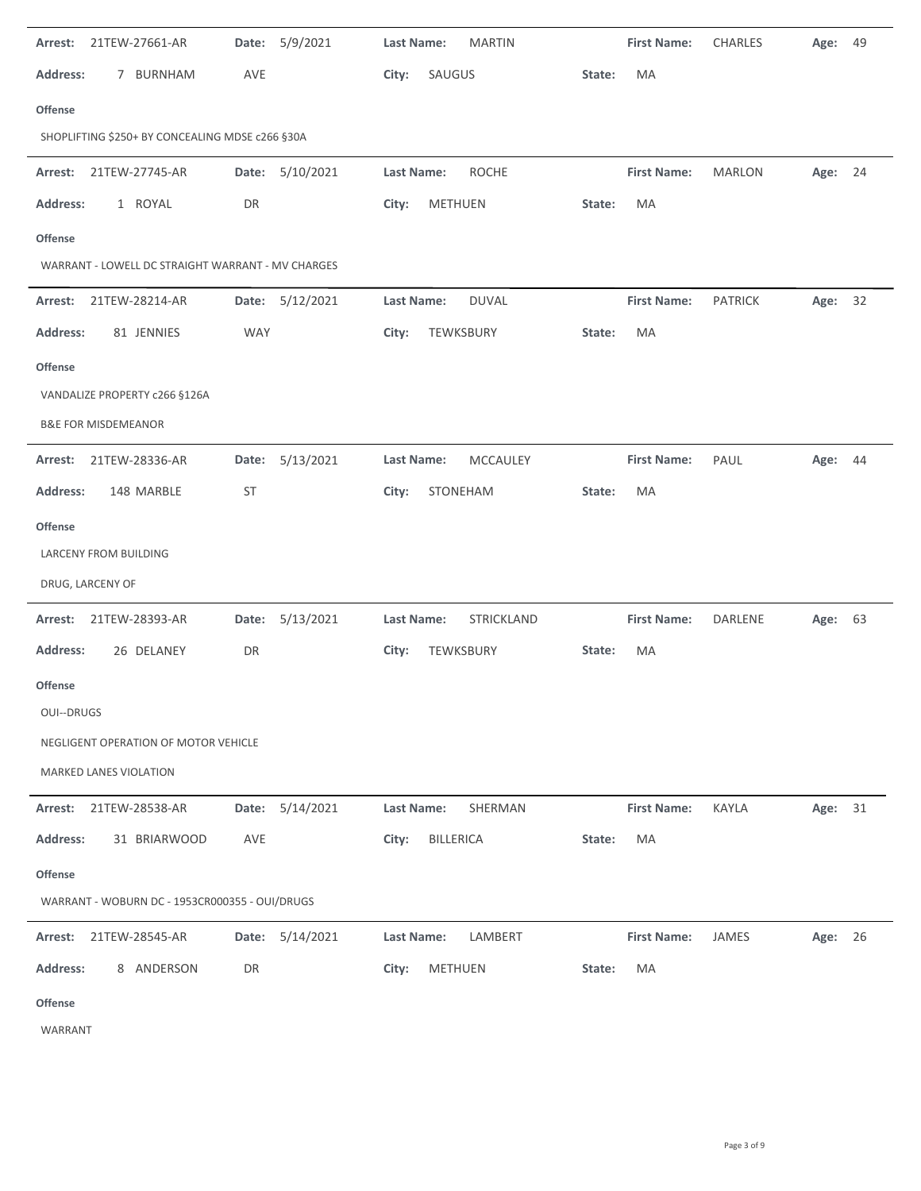**Arrest:** 21TEW-27661-AR **Date:** 5/9/2021 **Last Name:** MARTIN **First Name:** CHARLES **Age:** 49

**Address:** 7 BURNHAM AVE **City:** SAUGUS **State:** MA

**Offense**

SHOPLIFTING $250+ BY CONCEALING MDSE c266 §30A

---

**Arrest:** 21TEW-27745-AR **Date:** 5/10/2021 **Last Name:** ROCHE **First Name:** MARLON **Age:** 24

**Address:** 1 ROYAL DR **City:** METHUEN **State:** MA

**Offense**

WARRANT - LOWELL DC STRAIGHT WARRANT - MV CHARGES

---

**Arrest:** 21TEW-28214-AR **Date:** 5/12/2021 **Last Name:** DUVAL **First Name:** PATRICK **Age:** 32

**Address:** 81 JENNIES WAY **City:** TEWKSBURY **State:** MA

**Offense**

VANDALIZE PROPERTY c266 §126A

B&E FOR MISDEMEANOR

---

**Arrest:** 21TEW-28336-AR **Date:** 5/13/2021 **Last Name:** MCCAULEY **First Name:** PAUL **Age:** 44

**Address:** 148 MARBLE ST **City:** STONEHAM **State:** MA

**Offense**

LARCENY FROM BUILDING

DRUG, LARCENY OF

---

**Arrest:** 21TEW-28393-AR **Date:** 5/13/2021 **Last Name:** STRICKLAND **First Name:** DARLENE **Age:** 63

**Address:** 26 DELANEY DR **City:** TEWKSBURY **State:** MA

**Offense**

OUI--DRUGS

NEGLIGENT OPERATION OF MOTOR VEHICLE

MARKED LANES VIOLATION

---

**Arrest:** 21TEW-28538-AR **Date:** 5/14/2021 **Last Name:** SHERMAN **First Name:** KAYLA **Age:** 31

**Address:** 31 BRIARWOOD AVE **City:** BILLERICA **State:** MA

**Offense**

WARRANT - WOBURN DC - 1953CR000355 - OUI/DRUGS

---

**Arrest:** 21TEW-28545-AR **Date:** 5/14/2021 **Last Name:** LAMBERT **First Name:** JAMES **Age:** 26

**Address:** 8 ANDERSON DR **City:** METHUEN **State:** MA

**Offense**

WARRANT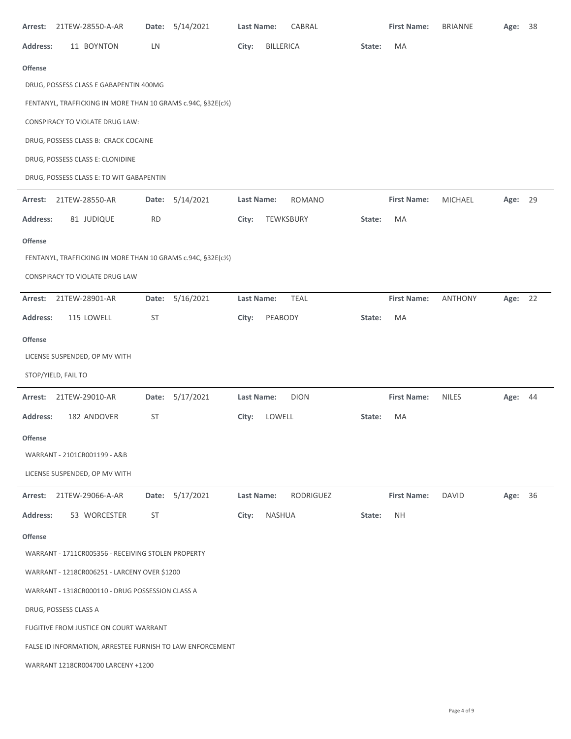**Arrest:** 21TEW-28550-A-AR **Date:** 5/14/2021 **Last Name:** CABRAL **First Name:** BRIANNE **Age:** 38

**Address:** 11 BOYNTON LN **City:** BILLERICA **State:** MA

**Offense**

DRUG, POSSESS CLASS E GABAPENTIN 400MG

FENTANYL, TRAFFICKING IN MORE THAN 10 GRAMS c.94C, §32E(c½)

CONSPIRACY TO VIOLATE DRUG LAW:

DRUG, POSSESS CLASS B: CRACK COCAINE

DRUG, POSSESS CLASS E: CLONIDINE

DRUG, POSSESS CLASS E: TO WIT GABAPENTIN

---

**Arrest:** 21TEW-28550-AR **Date:** 5/14/2021 **Last Name:** ROMANO **First Name:** MICHAEL **Age:** 29

**Address:** 81 JUDIQUE RD **City:** TEWKSBURY **State:** MA

**Offense**

FENTANYL, TRAFFICKING IN MORE THAN 10 GRAMS c.94C, §32E(c½)

CONSPIRACY TO VIOLATE DRUG LAW

---

**Arrest:** 21TEW-28901-AR **Date:** 5/16/2021 **Last Name:** TEAL **First Name:** ANTHONY **Age:** 22

**Address:** 115 LOWELL ST **City:** PEABODY **State:** MA

**Offense**

LICENSE SUSPENDED, OP MV WITH

STOP/YIELD, FAIL TO

---

**Arrest:** 21TEW-29010-AR **Date:** 5/17/2021 **Last Name:** DION **First Name:** NILES **Age:** 44

**Address:** 182 ANDOVER ST **City:** LOWELL **State:** MA

**Offense**

WARRANT - 2101CR001199 - A&B

LICENSE SUSPENDED, OP MV WITH

---

**Arrest:** 21TEW-29066-A-AR **Date:** 5/17/2021 **Last Name:** RODRIGUEZ **First Name:** DAVID **Age:** 36

**Address:** 53 WORCESTER ST **City:** NASHUA **State:** NH

**Offense**

WARRANT - 1711CR005356 - RECEIVING STOLEN PROPERTY

WARRANT - 1218CR006251 - LARCENY OVER $1200

WARRANT - 1318CR000110 - DRUG POSSESSION CLASS A

DRUG, POSSESS CLASS A

FUGITIVE FROM JUSTICE ON COURT WARRANT

FALSE ID INFORMATION, ARRESTEE FURNISH TO LAW ENFORCEMENT

WARRANT 1218CR004700 LARCENY +1200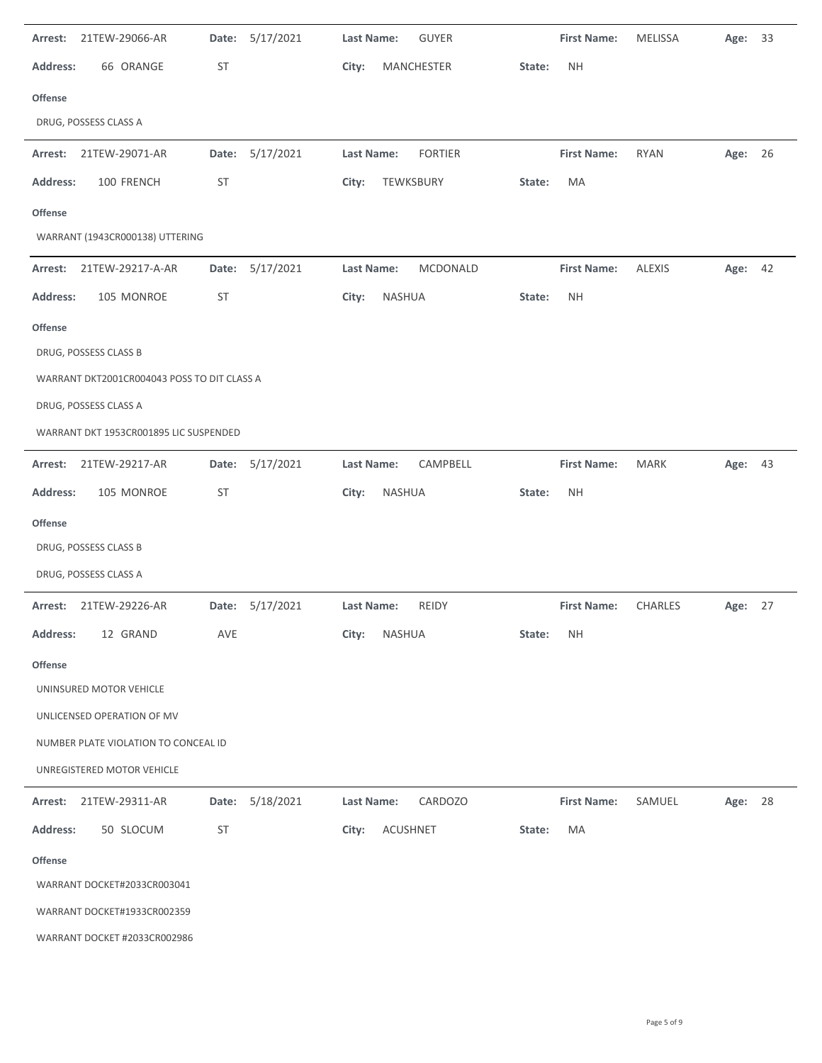**Arrest:** 21TEW-29066-AR **Date:** 5/17/2021 **Last Name:** GUYER **First Name:** MELISSA **Age:** 33

**Address:** 66 ORANGE ST **City:** MANCHESTER **State:** NH

**Offense**

DRUG, POSSESS CLASS A

---

**Arrest:** 21TEW-29071-AR **Date:** 5/17/2021 **Last Name:** FORTIER **First Name:** RYAN **Age:** 26

**Address:** 100 FRENCH ST **City:** TEWKSBURY **State:** MA

**Offense**

WARRANT (1943CR000138) UTTERING

---

**Arrest:** 21TEW-29217-A-AR **Date:** 5/17/2021 **Last Name:** MCDONALD **First Name:** ALEXIS **Age:** 42

**Address:** 105 MONROE ST **City:** NASHUA **State:** NH

**Offense**

DRUG, POSSESS CLASS B

WARRANT DKT2001CR004043 POSS TO DIT CLASS A

DRUG, POSSESS CLASS A

WARRANT DKT 1953CR001895 LIC SUSPENDED

---

**Arrest:** 21TEW-29217-AR **Date:** 5/17/2021 **Last Name:** CAMPBELL **First Name:** MARK **Age:** 43

**Address:** 105 MONROE ST **City:** NASHUA **State:** NH

**Offense**

DRUG, POSSESS CLASS B

DRUG, POSSESS CLASS A

---

**Arrest:** 21TEW-29226-AR **Date:** 5/17/2021 **Last Name:** REIDY **First Name:** CHARLES **Age:** 27

**Address:** 12 GRAND AVE **City:** NASHUA **State:** NH

**Offense**

UNINSURED MOTOR VEHICLE

UNLICENSED OPERATION OF MV

NUMBER PLATE VIOLATION TO CONCEAL ID

UNREGISTERED MOTOR VEHICLE

---

**Arrest:** 21TEW-29311-AR **Date:** 5/18/2021 **Last Name:** CARDOZO **First Name:** SAMUEL **Age:** 28

**Address:** 50 SLOCUM ST **City:** ACUSHNET **State:** MA

**Offense**

WARRANT DOCKET#2033CR003041

WARRANT DOCKET#1933CR002359

WARRANT DOCKET #2033CR002986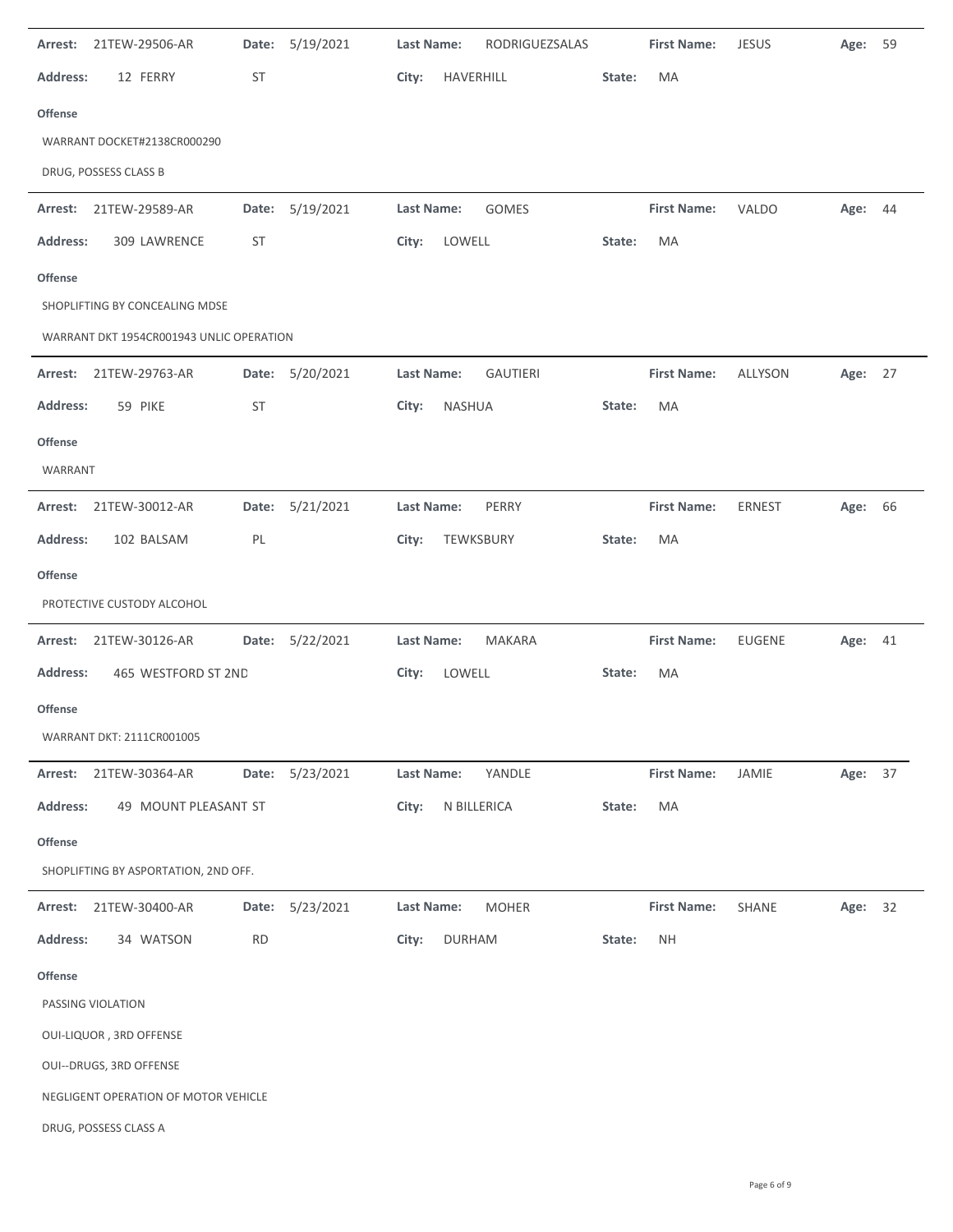**Arrest:** 21TEW-29506-AR **Date:** 5/19/2021 **Last Name:** RODRIGUEZSALAS **First Name:** JESUS **Age:** 59

**Address:** 12 FERRY ST **City:** HAVERHILL **State:** MA

**Offense**

WARRANT DOCKET#2138CR000290

DRUG, POSSESS CLASS B

---

**Arrest:** 21TEW-29589-AR **Date:** 5/19/2021 **Last Name:** GOMES **First Name:** VALDO **Age:** 44

**Address:** 309 LAWRENCE ST **City:** LOWELL **State:** MA

**Offense**

SHOPLIFTING BY CONCEALING MDSE

WARRANT DKT 1954CR001943 UNLIC OPERATION

---

**Arrest:** 21TEW-29763-AR **Date:** 5/20/2021 **Last Name:** GAUTIERI **First Name:** ALLYSON **Age:** 27

**Address:** 59 PIKE ST **City:** NASHUA **State:** MA

**Offense**

WARRANT

---

**Arrest:** 21TEW-30012-AR **Date:** 5/21/2021 **Last Name:** PERRY **First Name:** ERNEST **Age:** 66

**Address:** 102 BALSAM PL **City:** TEWKSBURY **State:** MA

**Offense**

PROTECTIVE CUSTODY ALCOHOL

---

**Arrest:** 21TEW-30126-AR **Date:** 5/22/2021 **Last Name:** MAKARA **First Name:** EUGENE **Age:** 41

**Address:** 465 WESTFORD ST 2ND **City:** LOWELL **State:** MA

**Offense**

WARRANT DKT: 2111CR001005

---

**Arrest:** 21TEW-30364-AR **Date:** 5/23/2021 **Last Name:** YANDLE **First Name:** JAMIE **Age:** 37

**Address:** 49 MOUNT PLEASANT ST **City:** N BILLERICA **State:** MA

**Offense**

SHOPLIFTING BY ASPORTATION, 2ND OFF.

---

**Arrest:** 21TEW-30400-AR **Date:** 5/23/2021 **Last Name:** MOHER **First Name:** SHANE **Age:** 32

**Address:** 34 WATSON RD **City:** DURHAM **State:** NH

**Offense**

PASSING VIOLATION

OUI-LIQUOR , 3RD OFFENSE

OUI--DRUGS, 3RD OFFENSE

NEGLIGENT OPERATION OF MOTOR VEHICLE

DRUG, POSSESS CLASS A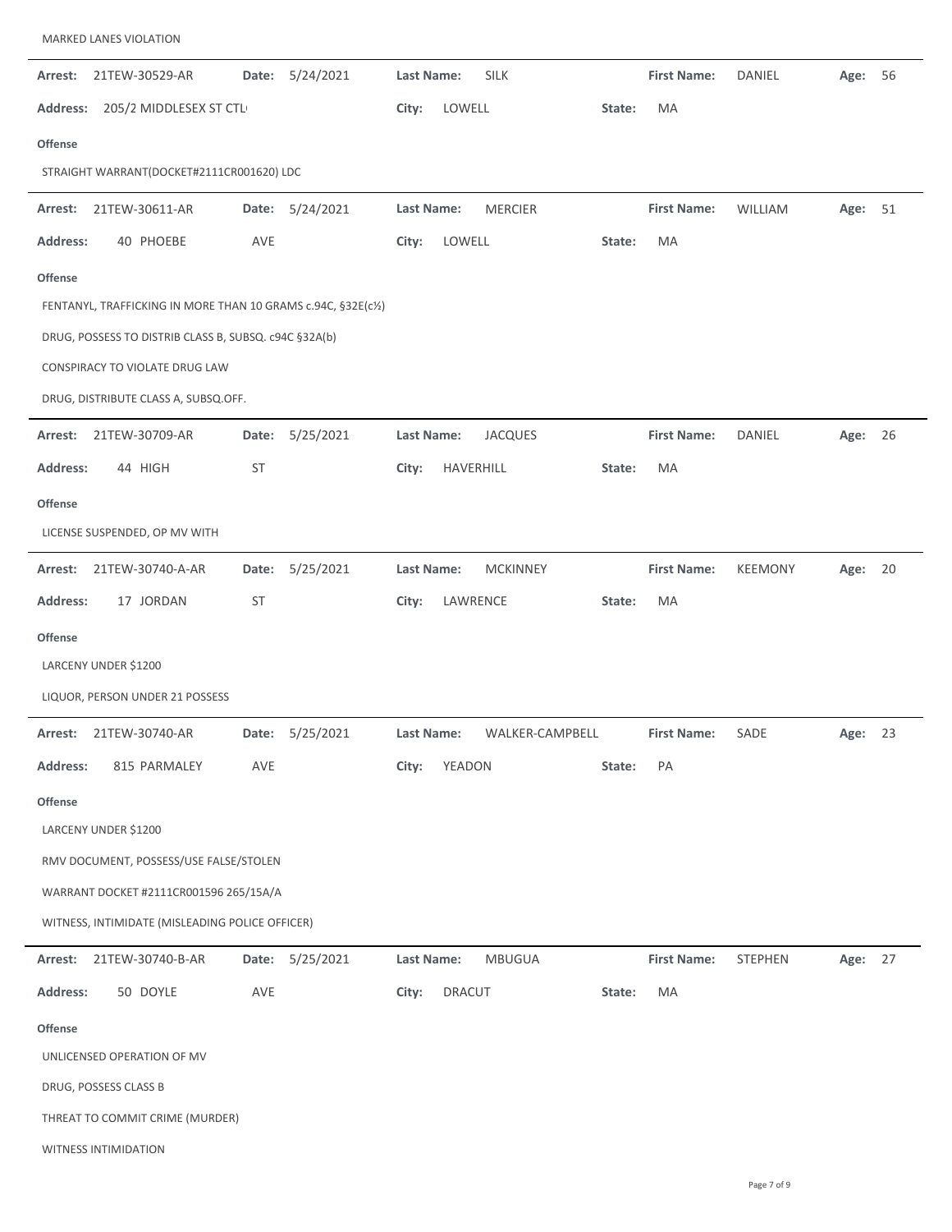MARKED LANES VIOLATION

---

**Arrest:** 21TEW-30529-AR **Date:** 5/24/2021 **Last Name:** SILK **First Name:** DANIEL **Age:** 56

**Address:** 205/2 MIDDLESEX ST CTL **City:** LOWELL **State:** MA

**Offense**

STRAIGHT WARRANT(DOCKET#2111CR001620) LDC

---

**Arrest:** 21TEW-30611-AR **Date:** 5/24/2021 **Last Name:** MERCIER **First Name:** WILLIAM **Age:** 51

**Address:** 40 PHOEBE AVE **City:** LOWELL **State:** MA

**Offense**

FENTANYL, TRAFFICKING IN MORE THAN 10 GRAMS c.94C, §32E(c½)

DRUG, POSSESS TO DISTRIB CLASS B, SUBSQ. c94C §32A(b)

CONSPIRACY TO VIOLATE DRUG LAW

DRUG, DISTRIBUTE CLASS A, SUBSQ.OFF.

---

**Arrest:** 21TEW-30709-AR **Date:** 5/25/2021 **Last Name:** JACQUES **First Name:** DANIEL **Age:** 26

**Address:** 44 HIGH ST **City:** HAVERHILL **State:** MA

**Offense**

LICENSE SUSPENDED, OP MV WITH

---

**Arrest:** 21TEW-30740-A-AR **Date:** 5/25/2021 **Last Name:** MCKINNEY **First Name:** KEEMONY **Age:** 20

**Address:** 17 JORDAN ST **City:** LAWRENCE **State:** MA

**Offense**

LARCENY UNDER $1200

LIQUOR, PERSON UNDER 21 POSSESS

---

**Arrest:** 21TEW-30740-AR **Date:** 5/25/2021 **Last Name:** WALKER-CAMPBELL **First Name:** SADE **Age:** 23

**Address:** 815 PARMALEY AVE **City:** YEADON **State:** PA

**Offense**

LARCENY UNDER $1200

RMV DOCUMENT, POSSESS/USE FALSE/STOLEN

WARRANT DOCKET #2111CR001596 265/15A/A

WITNESS, INTIMIDATE (MISLEADING POLICE OFFICER)

---

**Arrest:** 21TEW-30740-B-AR **Date:** 5/25/2021 **Last Name:** MBUGUA **First Name:** STEPHEN **Age:** 27

**Address:** 50 DOYLE AVE **City:** DRACUT **State:** MA

**Offense**

UNLICENSED OPERATION OF MV

DRUG, POSSESS CLASS B

THREAT TO COMMIT CRIME (MURDER)

WITNESS INTIMIDATION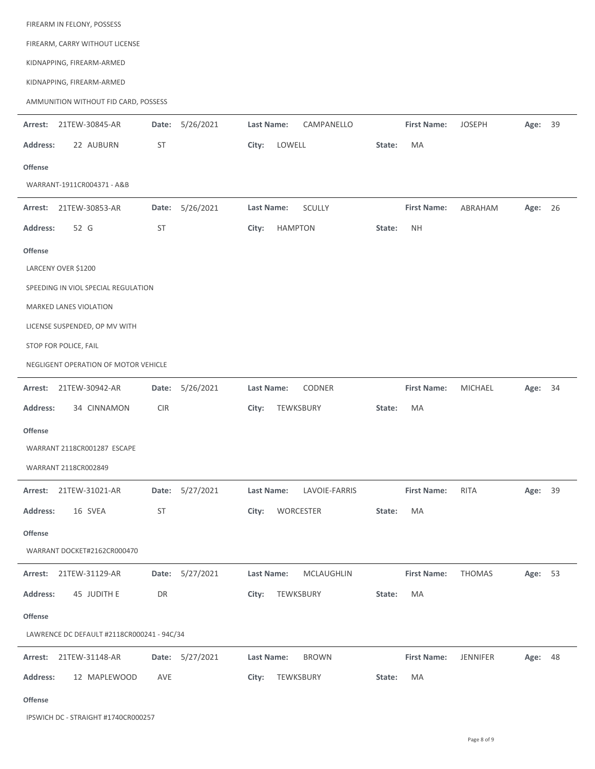FIREARM IN FELONY, POSSESS

FIREARM, CARRY WITHOUT LICENSE

KIDNAPPING, FIREARM-ARMED

KIDNAPPING, FIREARM-ARMED

AMMUNITION WITHOUT FID CARD, POSSESS

---

**Arrest:** 21TEW-30845-AR **Date:** 5/26/2021 **Last Name:** CAMPANELLO **First Name:** JOSEPH **Age:** 39

**Address:** 22 AUBURN ST **City:** LOWELL **State:** MA

**Offense**

WARRANT-1911CR004371 - A&B

---

**Arrest:** 21TEW-30853-AR **Date:** 5/26/2021 **Last Name:** SCULLY **First Name:** ABRAHAM **Age:** 26

**Address:** 52 G ST **City:** HAMPTON **State:** NH

**Offense**

LARCENY OVER $1200

SPEEDING IN VIOL SPECIAL REGULATION

MARKED LANES VIOLATION

LICENSE SUSPENDED, OP MV WITH

STOP FOR POLICE, FAIL

NEGLIGENT OPERATION OF MOTOR VEHICLE

---

**Arrest:** 21TEW-30942-AR **Date:** 5/26/2021 **Last Name:** CODNER **First Name:** MICHAEL **Age:** 34

**Address:** 34 CINNAMON CIR **City:** TEWKSBURY **State:** MA

**Offense**

WARRANT 2118CR001287 ESCAPE

WARRANT 2118CR002849

---

**Arrest:** 21TEW-31021-AR **Date:** 5/27/2021 **Last Name:** LAVOIE-FARRIS **First Name:** RITA **Age:** 39

**Address:** 16 SVEA ST **City:** WORCESTER **State:** MA

**Offense**

WARRANT DOCKET#2162CR000470

---

**Arrest:** 21TEW-31129-AR **Date:** 5/27/2021 **Last Name:** MCLAUGHLIN **First Name:** THOMAS **Age:** 53

**Address:** 45 JUDITH E DR **City:** TEWKSBURY **State:** MA

**Offense**

LAWRENCE DC DEFAULT #2118CR000241 - 94C/34

---

**Arrest:** 21TEW-31148-AR **Date:** 5/27/2021 **Last Name:** BROWN **First Name:** JENNIFER **Age:** 48

**Address:** 12 MAPLEWOOD AVE **City:** TEWKSBURY **State:** MA

**Offense**

IPSWICH DC - STRAIGHT #1740CR000257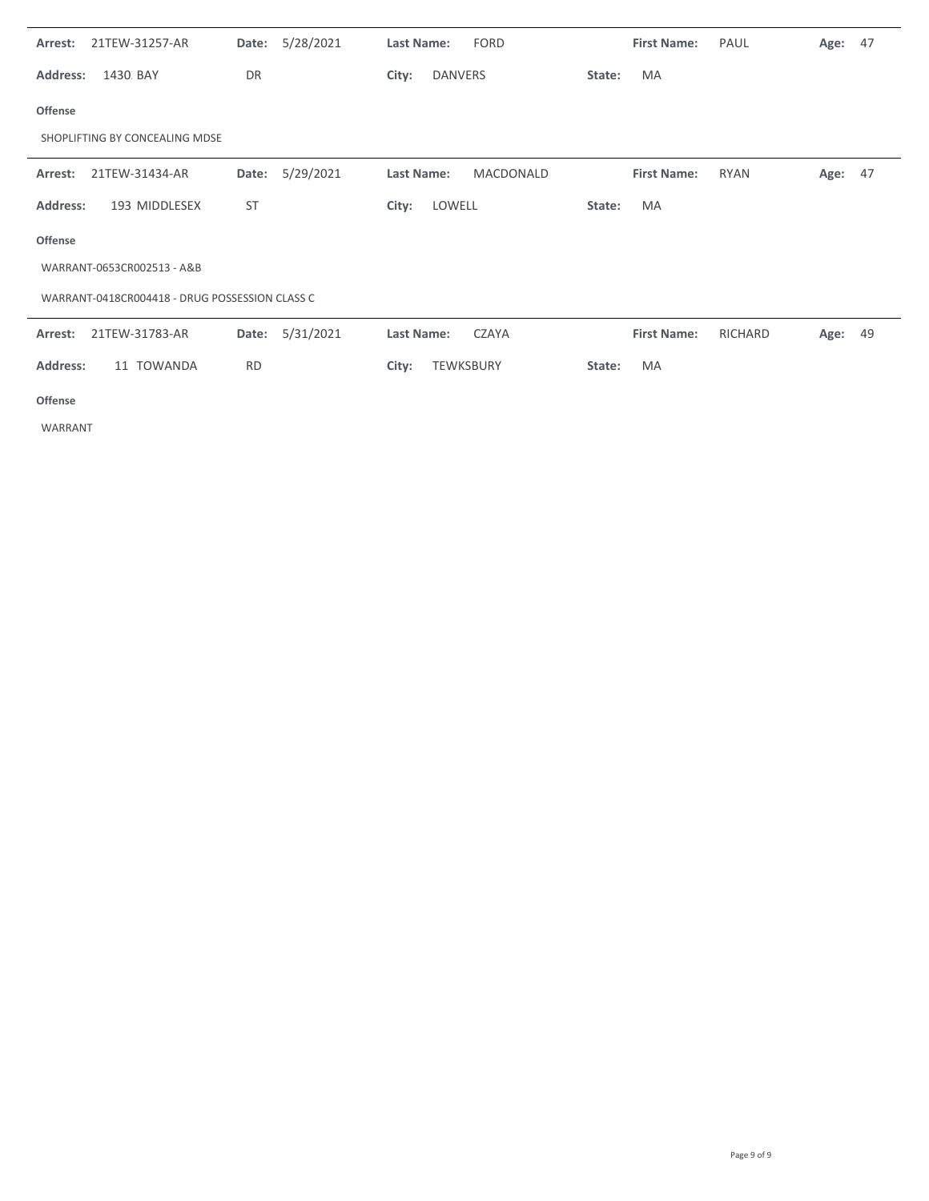**Arrest:** 21TEW-31257-AR **Date:** 5/28/2021 **Last Name:** FORD **First Name:** PAUL **Age:** 47

**Address:** 1430 BAY DR **City:** DANVERS **State:** MA

**Offense**

SHOPLIFTING BY CONCEALING MDSE

---

**Arrest:** 21TEW-31434-AR **Date:** 5/29/2021 **Last Name:** MACDONALD **First Name:** RYAN **Age:** 47

**Address:** 193 MIDDLESEX ST **City:** LOWELL **State:** MA

**Offense**

WARRANT-0653CR002513 - A&B

WARRANT-0418CR004418 - DRUG POSSESSION CLASS C

---

**Arrest:** 21TEW-31783-AR **Date:** 5/31/2021 **Last Name:** CZAYA **First Name:** RICHARD **Age:** 49

**Address:** 11 TOWANDA RD **City:** TEWKSBURY **State:** MA

**Offense**

WARRANT